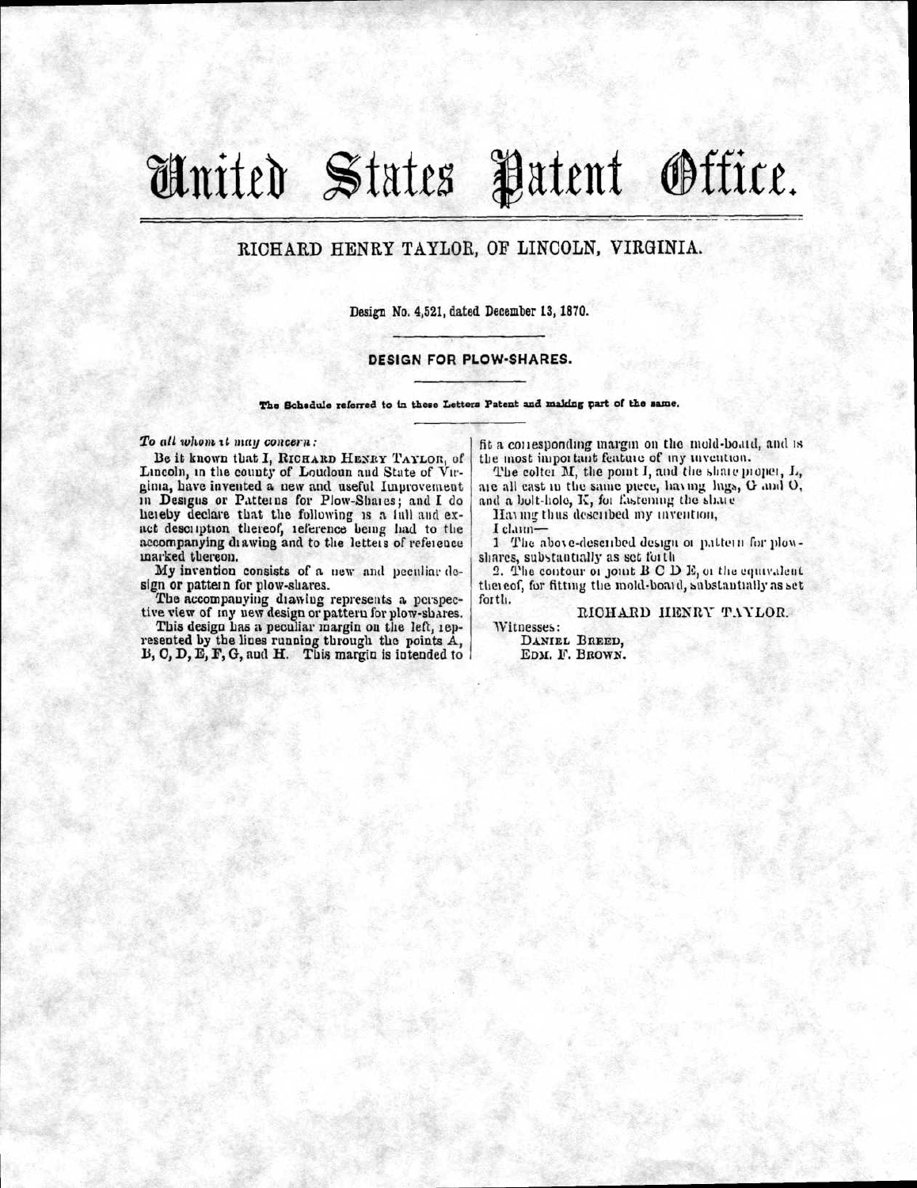# United States Patent Office.

## RICHARD HENRY TAYLOR, OF LINCOLN, VIRGINIA.

Design No. 4,521, dated December 13, 1870.

### DESIGN FOR PLOW-SHARES.

The Schedule referred to in these Letters Patent and making part of the same.

*To all whom it may concern:*

Be it known that I, RICHARD HENRY TAYLOR, of Lincoln, in the county of Loudoun and State of Virginia, have invented a new and useful Improvement in Designs or Patterns for Plow-Shares; and I do hereby declare that the following is a full and exact description thereof, reference being had to the accompanying drawing and to the letters of reference marked thereon.

My invention consists of a new and peculiar design or pattern for plow-shares.

The accompanying drawing represents a perspective view of my new design or pattern for plow-shares.

This design has a peculiar margin on the left, represented by the lines running through the points A, B, C, D, E, F, G, and H. This margin is intended to fit a corresponding margin on the mold-board, and is the most important feature of my invention.

The colter M, the point I, and the share proper, L, are all cast in the same piece, having lugs, G and O, and a bolt-hole, K, for fastening the share.

Having thus described my invention,

I claim—

1. The above-described design or pattern for plow-shares, substantially as set forth.

2. The contour or joint B C D E, or the equivalent thereof, for fitting the mold-board, substantially as set forth.

RICHARD HENRY TAYLOR.

Witnesses:

DANIEL BREED,

EDM. F. BROWN.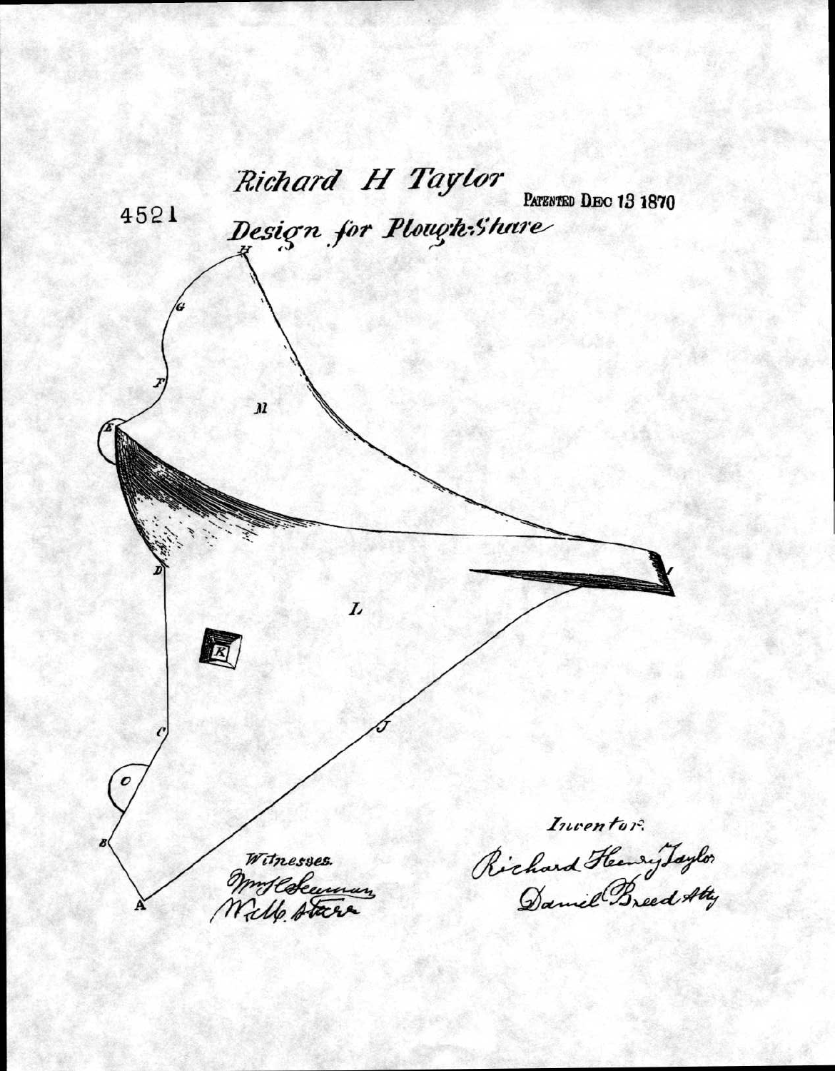Richard H Taylor

4521

PATENTED DEC 13 1870

Design for Plough Share

H

G

F

E

M

D

I

L

K

C

J

O

B

A

Witnesses.

Wm. H. Seaman

Will. Stace

Inventor.

Richard Henry Taylor

Daniel Breed Atty